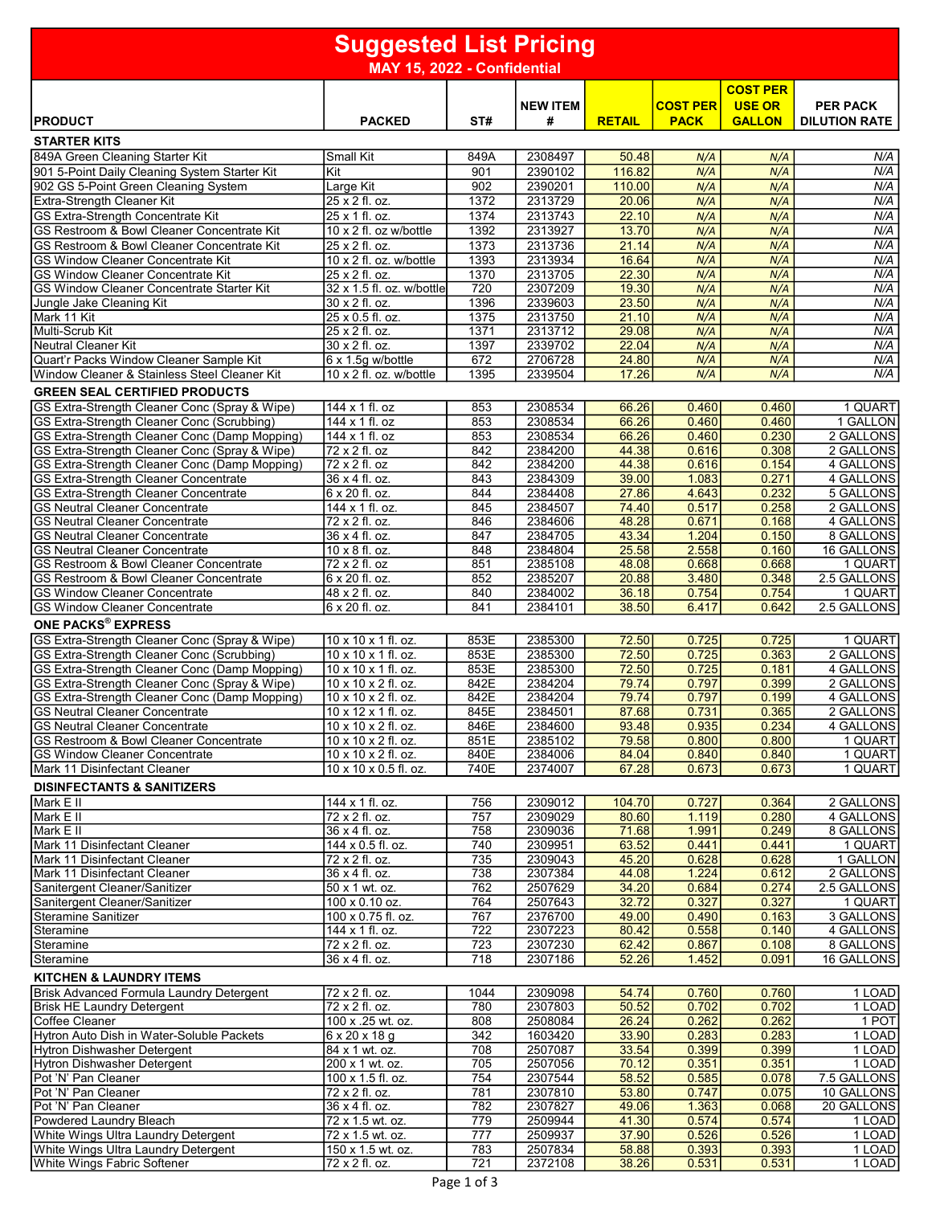# Suggested List Pricing

**MAY 15, 2022 - Confidential**

| PRODUCT | PACKED | ST# | NEW ITEM # | RETAIL | COST PER PACK | COST PER USE OR GALLON | PER PACK DILUTION RATE |
|---|---|---|---|---|---|---|---|
| **STARTER KITS** | | | | | | | |
| 849A Green Cleaning Starter Kit | Small Kit | 849A | 2308497 | 50.48 | N/A | N/A | N/A |
| 901 5-Point Daily Cleaning System Starter Kit | Kit | 901 | 2390102 | 116.82 | N/A | N/A | N/A |
| 902 GS 5-Point Green Cleaning System | Large Kit | 902 | 2390201 | 110.00 | N/A | N/A | N/A |
| Extra-Strength Cleaner Kit | 25 x 2 fl. oz. | 1372 | 2313729 | 20.06 | N/A | N/A | N/A |
| GS Extra-Strength Concentrate Kit | 25 x 1 fl. oz. | 1374 | 2313743 | 22.10 | N/A | N/A | N/A |
| GS Restroom & Bowl Cleaner Concentrate Kit | 10 x 2 fl. oz w/bottle | 1392 | 2313927 | 13.70 | N/A | N/A | N/A |
| GS Restroom & Bowl Cleaner Concentrate Kit | 25 x 2 fl. oz. | 1373 | 2313736 | 21.14 | N/A | N/A | N/A |
| GS Window Cleaner Concentrate Kit | 10 x 2 fl. oz. w/bottle | 1393 | 2313934 | 16.64 | N/A | N/A | N/A |
| GS Window Cleaner Concentrate Kit | 25 x 2 fl. oz. | 1370 | 2313705 | 22.30 | N/A | N/A | N/A |
| GS Window Cleaner Concentrate Starter Kit | 32 x 1.5 fl. oz. w/bottle | 720 | 2307209 | 19.30 | N/A | N/A | N/A |
| Jungle Jake Cleaning Kit | 30 x 2 fl. oz. | 1396 | 2339603 | 23.50 | N/A | N/A | N/A |
| Mark 11 Kit | 25 x 0.5 fl. oz. | 1375 | 2313750 | 21.10 | N/A | N/A | N/A |
| Multi-Scrub Kit | 25 x 2 fl. oz. | 1371 | 2313712 | 29.08 | N/A | N/A | N/A |
| Neutral Cleaner Kit | 30 x 2 fl. oz. | 1397 | 2339702 | 22.04 | N/A | N/A | N/A |
| Quart'r Packs Window Cleaner Sample Kit | 6 x 1.5g w/bottle | 672 | 2706728 | 24.80 | N/A | N/A | N/A |
| Window Cleaner & Stainless Steel Cleaner Kit | 10 x 2 fl. oz. w/bottle | 1395 | 2339504 | 17.26 | N/A | N/A | N/A |
| **GREEN SEAL CERTIFIED PRODUCTS** | | | | | | | |
| GS Extra-Strength Cleaner Conc (Spray & Wipe) | 144 x 1 fl. oz | 853 | 2308534 | 66.26 | 0.460 | 0.460 | 1 QUART |
| GS Extra-Strength Cleaner Conc (Scrubbing) | 144 x 1 fl. oz | 853 | 2308534 | 66.26 | 0.460 | 0.460 | 1 GALLON |
| GS Extra-Strength Cleaner Conc (Damp Mopping) | 144 x 1 fl. oz | 853 | 2308534 | 66.26 | 0.460 | 0.230 | 2 GALLONS |
| GS Extra-Strength Cleaner Conc (Spray & Wipe) | 72 x 2 fl. oz | 842 | 2384200 | 44.38 | 0.616 | 0.308 | 2 GALLONS |
| GS Extra-Strength Cleaner Conc (Damp Mopping) | 72 x 2 fl. oz | 842 | 2384200 | 44.38 | 0.616 | 0.154 | 4 GALLONS |
| GS Extra-Strength Cleaner Concentrate | 36 x 4 fl. oz. | 843 | 2384309 | 39.00 | 1.083 | 0.271 | 4 GALLONS |
| GS Extra-Strength Cleaner Concentrate | 6 x 20 fl. oz. | 844 | 2384408 | 27.86 | 4.643 | 0.232 | 5 GALLONS |
| GS Neutral Cleaner Concentrate | 144 x 1 fl. oz. | 845 | 2384507 | 74.40 | 0.517 | 0.258 | 2 GALLONS |
| GS Neutral Cleaner Concentrate | 72 x 2 fl. oz. | 846 | 2384606 | 48.28 | 0.671 | 0.168 | 4 GALLONS |
| GS Neutral Cleaner Concentrate | 36 x 4 fl. oz. | 847 | 2384705 | 43.34 | 1.204 | 0.150 | 8 GALLONS |
| GS Neutral Cleaner Concentrate | 10 x 8 fl. oz. | 848 | 2384804 | 25.58 | 2.558 | 0.160 | 16 GALLONS |
| GS Restroom & Bowl Cleaner Concentrate | 72 x 2 fl. oz | 851 | 2385108 | 48.08 | 0.668 | 0.668 | 1 QUART |
| GS Restroom & Bowl Cleaner Concentrate | 6 x 20 fl. oz. | 852 | 2385207 | 20.88 | 3.480 | 0.348 | 2.5 GALLONS |
| GS Window Cleaner Concentrate | 48 x 2 fl. oz. | 840 | 2384002 | 36.18 | 0.754 | 0.754 | 1 QUART |
| GS Window Cleaner Concentrate | 6 x 20 fl. oz. | 841 | 2384101 | 38.50 | 6.417 | 0.642 | 2.5 GALLONS |
| **ONE PACKS® EXPRESS** | | | | | | | |
| GS Extra-Strength Cleaner Conc (Spray & Wipe) | 10 x 10 x 1 fl. oz. | 853E | 2385300 | 72.50 | 0.725 | 0.725 | 1 QUART |
| GS Extra-Strength Cleaner Conc (Scrubbing) | 10 x 10 x 1 fl. oz. | 853E | 2385300 | 72.50 | 0.725 | 0.363 | 2 GALLONS |
| GS Extra-Strength Cleaner Conc (Damp Mopping) | 10 x 10 x 1 fl. oz. | 853E | 2385300 | 72.50 | 0.725 | 0.181 | 4 GALLONS |
| GS Extra-Strength Cleaner Conc (Spray & Wipe) | 10 x 10 x 2 fl. oz. | 842E | 2384204 | 79.74 | 0.797 | 0.399 | 2 GALLONS |
| GS Extra-Strength Cleaner Conc (Damp Mopping) | 10 x 10 x 2 fl. oz. | 842E | 2384204 | 79.74 | 0.797 | 0.199 | 4 GALLONS |
| GS Neutral Cleaner Concentrate | 10 x 12 x 1 fl. oz. | 845E | 2384501 | 87.68 | 0.731 | 0.365 | 2 GALLONS |
| GS Neutral Cleaner Concentrate | 10 x 10 x 2 fl. oz. | 846E | 2384600 | 93.48 | 0.935 | 0.234 | 4 GALLONS |
| GS Restroom & Bowl Cleaner Concentrate | 10 x 10 x 2 fl. oz. | 851E | 2385102 | 79.58 | 0.800 | 0.800 | 1 QUART |
| GS Window Cleaner Concentrate | 10 x 10 x 2 fl. oz. | 840E | 2384006 | 84.04 | 0.840 | 0.840 | 1 QUART |
| Mark 11 Disinfectant Cleaner | 10 x 10 x 0.5 fl. oz. | 740E | 2374007 | 67.28 | 0.673 | 0.673 | 1 QUART |
| **DISINFECTANTS & SANITIZERS** | | | | | | | |
| Mark E II | 144 x 1 fl. oz. | 756 | 2309012 | 104.70 | 0.727 | 0.364 | 2 GALLONS |
| Mark E II | 72 x 2 fl. oz. | 757 | 2309029 | 80.60 | 1.119 | 0.280 | 4 GALLONS |
| Mark E II | 36 x 4 fl. oz. | 758 | 2309036 | 71.68 | 1.991 | 0.249 | 8 GALLONS |
| Mark 11 Disinfectant Cleaner | 144 x 0.5 fl. oz. | 740 | 2309951 | 63.52 | 0.441 | 0.441 | 1 QUART |
| Mark 11 Disinfectant Cleaner | 72 x 2 fl. oz. | 735 | 2309043 | 45.20 | 0.628 | 0.628 | 1 GALLON |
| Mark 11 Disinfectant Cleaner | 36 x 4 fl. oz. | 738 | 2307384 | 44.08 | 1.224 | 0.612 | 2 GALLONS |
| Sanitergent Cleaner/Sanitizer | 50 x 1 wt. oz. | 762 | 2507629 | 34.20 | 0.684 | 0.274 | 2.5 GALLONS |
| Sanitergent Cleaner/Sanitizer | 100 x 0.10 oz. | 764 | 2507643 | 32.72 | 0.327 | 0.327 | 1 QUART |
| Steramine Sanitizer | 100 x 0.75 fl. oz. | 767 | 2376700 | 49.00 | 0.490 | 0.163 | 3 GALLONS |
| Steramine | 144 x 1 fl. oz. | 722 | 2307223 | 80.42 | 0.558 | 0.140 | 4 GALLONS |
| Steramine | 72 x 2 fl. oz. | 723 | 2307230 | 62.42 | 0.867 | 0.108 | 8 GALLONS |
| Steramine | 36 x 4 fl. oz. | 718 | 2307186 | 52.26 | 1.452 | 0.091 | 16 GALLONS |
| **KITCHEN & LAUNDRY ITEMS** | | | | | | | |
| Brisk Advanced Formula Laundry Detergent | 72 x 2 fl. oz. | 1044 | 2309098 | 54.74 | 0.760 | 0.760 | 1 LOAD |
| Brisk HE Laundry Detergent | 72 x 2 fl. oz. | 780 | 2307803 | 50.52 | 0.702 | 0.702 | 1 LOAD |
| Coffee Cleaner | 100 x .25 wt. oz. | 808 | 2508084 | 26.24 | 0.262 | 0.262 | 1 POT |
| Hytron Auto Dish in Water-Soluble Packets | 6 x 20 x 18 g | 342 | 1603420 | 33.90 | 0.283 | 0.283 | 1 LOAD |
| Hytron Dishwasher Detergent | 84 x 1 wt. oz. | 708 | 2507087 | 33.54 | 0.399 | 0.399 | 1 LOAD |
| Hytron Dishwasher Detergent | 200 x 1 wt. oz. | 705 | 2507056 | 70.12 | 0.351 | 0.351 | 1 LOAD |
| Pot 'N' Pan Cleaner | 100 x 1.5 fl. oz. | 754 | 2307544 | 58.52 | 0.585 | 0.078 | 7.5 GALLONS |
| Pot 'N' Pan Cleaner | 72 x 2 fl. oz. | 781 | 2307810 | 53.80 | 0.747 | 0.075 | 10 GALLONS |
| Pot 'N' Pan Cleaner | 36 x 4 fl. oz. | 782 | 2307827 | 49.06 | 1.363 | 0.068 | 20 GALLONS |
| Powdered Laundry Bleach | 72 x 1.5 wt. oz. | 779 | 2509944 | 41.30 | 0.574 | 0.574 | 1 LOAD |
| White Wings Ultra Laundry Detergent | 72 x 1.5 wt. oz. | 777 | 2509937 | 37.90 | 0.526 | 0.526 | 1 LOAD |
| White Wings Ultra Laundry Detergent | 150 x 1.5 wt. oz. | 783 | 2507834 | 58.88 | 0.393 | 0.393 | 1 LOAD |
| White Wings Fabric Softener | 72 x 2 fl. oz. | 721 | 2372108 | 38.26 | 0.531 | 0.531 | 1 LOAD |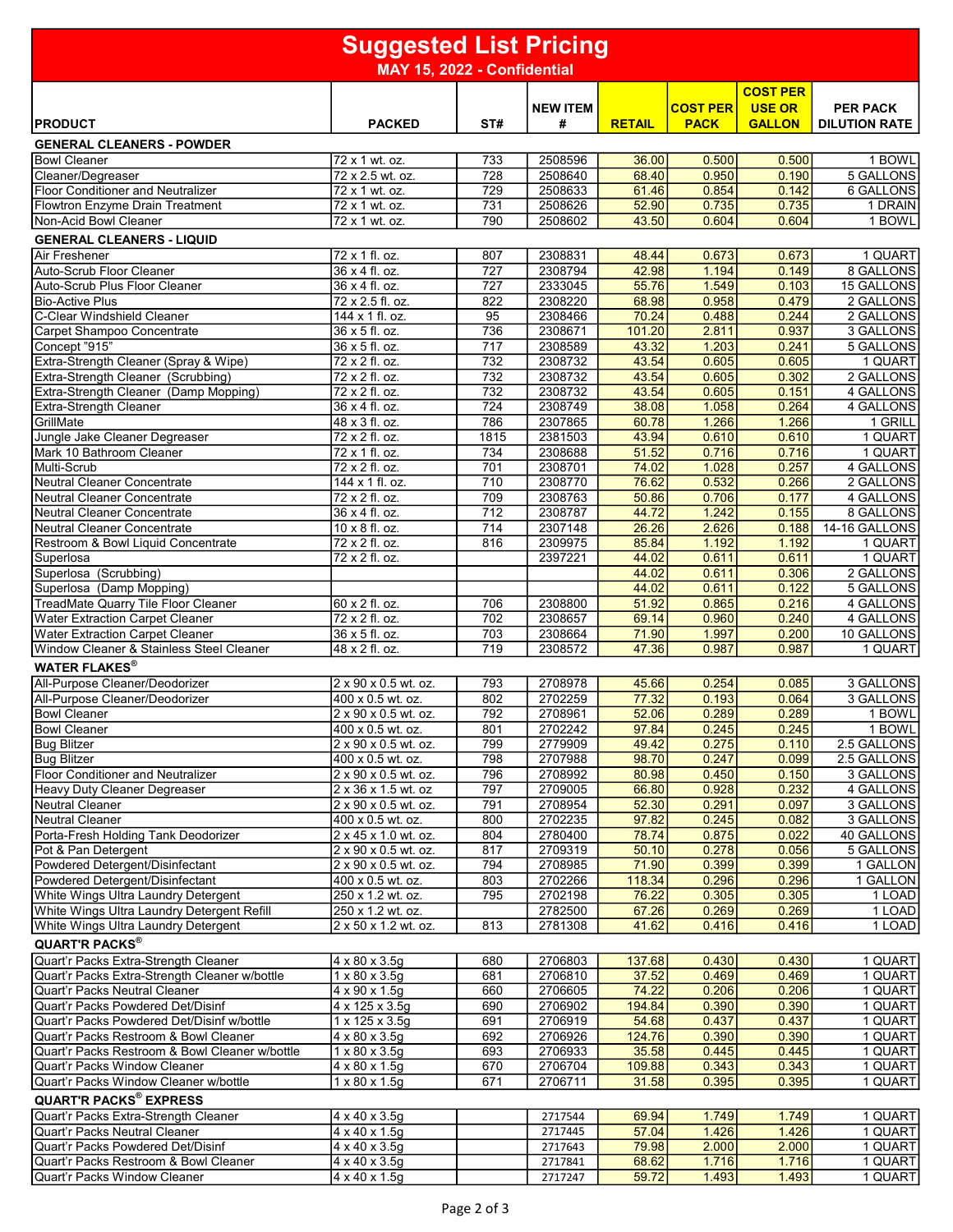# Suggested List Pricing

**MAY 15, 2022 - Confidential**

| PRODUCT | PACKED | ST# | NEW ITEM # | RETAIL | COST PER PACK | COST PER USE OR GALLON | PER PACK DILUTION RATE |
|---|---|---|---|---|---|---|---|
| **GENERAL CLEANERS - POWDER** | | | | | | | |
| Bowl Cleaner | 72 x 1 wt. oz. | 733 | 2508596 | 36.00 | 0.500 | 0.500 | 1 BOWL |
| Cleaner/Degreaser | 72 x 2.5 wt. oz. | 728 | 2508640 | 68.40 | 0.950 | 0.190 | 5 GALLONS |
| Floor Conditioner and Neutralizer | 72 x 1 wt. oz. | 729 | 2508633 | 61.46 | 0.854 | 0.142 | 6 GALLONS |
| Flowtron Enzyme Drain Treatment | 72 x 1 wt. oz. | 731 | 2508626 | 52.90 | 0.735 | 0.735 | 1 DRAIN |
| Non-Acid Bowl Cleaner | 72 x 1 wt. oz. | 790 | 2508602 | 43.50 | 0.604 | 0.604 | 1 BOWL |
| **GENERAL CLEANERS - LIQUID** | | | | | | | |
| Air Freshener | 72 x 1 fl. oz. | 807 | 2308831 | 48.44 | 0.673 | 0.673 | 1 QUART |
| Auto-Scrub Floor Cleaner | 36 x 4 fl. oz. | 727 | 2308794 | 42.98 | 1.194 | 0.149 | 8 GALLONS |
| Auto-Scrub Plus Floor Cleaner | 36 x 4 fl. oz. | 727 | 2333045 | 55.76 | 1.549 | 0.103 | 15 GALLONS |
| Bio-Active Plus | 72 x 2.5 fl. oz. | 822 | 2308220 | 68.98 | 0.958 | 0.479 | 2 GALLONS |
| C-Clear Windshield Cleaner | 144 x 1 fl. oz. | 95 | 2308466 | 70.24 | 0.488 | 0.244 | 2 GALLONS |
| Carpet Shampoo Concentrate | 36 x 5 fl. oz. | 736 | 2308671 | 101.20 | 2.811 | 0.937 | 3 GALLONS |
| Concept "915" | 36 x 5 fl. oz. | 717 | 2308589 | 43.32 | 1.203 | 0.241 | 5 GALLONS |
| Extra-Strength Cleaner (Spray & Wipe) | 72 x 2 fl. oz. | 732 | 2308732 | 43.54 | 0.605 | 0.605 | 1 QUART |
| Extra-Strength Cleaner (Scrubbing) | 72 x 2 fl. oz. | 732 | 2308732 | 43.54 | 0.605 | 0.302 | 2 GALLONS |
| Extra-Strength Cleaner (Damp Mopping) | 72 x 2 fl. oz. | 732 | 2308732 | 43.54 | 0.605 | 0.151 | 4 GALLONS |
| Extra-Strength Cleaner | 36 x 4 fl. oz. | 724 | 2308749 | 38.08 | 1.058 | 0.264 | 4 GALLONS |
| GrillMate | 48 x 3 fl. oz. | 786 | 2307865 | 60.78 | 1.266 | 1.266 | 1 GRILL |
| Jungle Jake Cleaner Degreaser | 72 x 2 fl. oz. | 1815 | 2381503 | 43.94 | 0.610 | 0.610 | 1 QUART |
| Mark 10 Bathroom Cleaner | 72 x 1 fl. oz. | 734 | 2308688 | 51.52 | 0.716 | 0.716 | 1 QUART |
| Multi-Scrub | 72 x 2 fl. oz. | 701 | 2308701 | 74.02 | 1.028 | 0.257 | 4 GALLONS |
| Neutral Cleaner Concentrate | 144 x 1 fl. oz. | 710 | 2308770 | 76.62 | 0.532 | 0.266 | 2 GALLONS |
| Neutral Cleaner Concentrate | 72 x 2 fl. oz. | 709 | 2308763 | 50.86 | 0.706 | 0.177 | 4 GALLONS |
| Neutral Cleaner Concentrate | 36 x 4 fl. oz. | 712 | 2308787 | 44.72 | 1.242 | 0.155 | 8 GALLONS |
| Neutral Cleaner Concentrate | 10 x 8 fl. oz. | 714 | 2307148 | 26.26 | 2.626 | 0.188 | 14-16 GALLONS |
| Restroom & Bowl Liquid Concentrate | 72 x 2 fl. oz. | 816 | 2309975 | 85.84 | 1.192 | 1.192 | 1 QUART |
| Superlosa | 72 x 2 fl. oz. | | 2397221 | 44.02 | 0.611 | 0.611 | 1 QUART |
| Superlosa (Scrubbing) | | | | 44.02 | 0.611 | 0.306 | 2 GALLONS |
| Superlosa (Damp Mopping) | | | | 44.02 | 0.611 | 0.122 | 5 GALLONS |
| TreadMate Quarry Tile Floor Cleaner | 60 x 2 fl. oz. | 706 | 2308800 | 51.92 | 0.865 | 0.216 | 4 GALLONS |
| Water Extraction Carpet Cleaner | 72 x 2 fl. oz. | 702 | 2308657 | 69.14 | 0.960 | 0.240 | 4 GALLONS |
| Water Extraction Carpet Cleaner | 36 x 5 fl. oz. | 703 | 2308664 | 71.90 | 1.997 | 0.200 | 10 GALLONS |
| Window Cleaner & Stainless Steel Cleaner | 48 x 2 fl. oz. | 719 | 2308572 | 47.36 | 0.987 | 0.987 | 1 QUART |
| **WATER FLAKES®** | | | | | | | |
| All-Purpose Cleaner/Deodorizer | 2 x 90 x 0.5 wt. oz. | 793 | 2708978 | 45.66 | 0.254 | 0.085 | 3 GALLONS |
| All-Purpose Cleaner/Deodorizer | 400 x 0.5 wt. oz. | 802 | 2702259 | 77.32 | 0.193 | 0.064 | 3 GALLONS |
| Bowl Cleaner | 2 x 90 x 0.5 wt. oz. | 792 | 2708961 | 52.06 | 0.289 | 0.289 | 1 BOWL |
| Bowl Cleaner | 400 x 0.5 wt. oz. | 801 | 2702242 | 97.84 | 0.245 | 0.245 | 1 BOWL |
| Bug Blitzer | 2 x 90 x 0.5 wt. oz. | 799 | 2779909 | 49.42 | 0.275 | 0.110 | 2.5 GALLONS |
| Bug Blitzer | 400 x 0.5 wt. oz. | 798 | 2707988 | 98.70 | 0.247 | 0.099 | 2.5 GALLONS |
| Floor Conditioner and Neutralizer | 2 x 90 x 0.5 wt. oz. | 796 | 2708992 | 80.98 | 0.450 | 0.150 | 3 GALLONS |
| Heavy Duty Cleaner Degreaser | 2 x 36 x 1.5 wt. oz | 797 | 2709005 | 66.80 | 0.928 | 0.232 | 4 GALLONS |
| Neutral Cleaner | 2 x 90 x 0.5 wt. oz. | 791 | 2708954 | 52.30 | 0.291 | 0.097 | 3 GALLONS |
| Neutral Cleaner | 400 x 0.5 wt. oz. | 800 | 2702235 | 97.82 | 0.245 | 0.082 | 3 GALLONS |
| Porta-Fresh Holding Tank Deodorizer | 2 x 45 x 1.0 wt. oz. | 804 | 2780400 | 78.74 | 0.875 | 0.022 | 40 GALLONS |
| Pot & Pan Detergent | 2 x 90 x 0.5 wt. oz. | 817 | 2709319 | 50.10 | 0.278 | 0.056 | 5 GALLONS |
| Powdered Detergent/Disinfectant | 2 x 90 x 0.5 wt. oz. | 794 | 2708985 | 71.90 | 0.399 | 0.399 | 1 GALLON |
| Powdered Detergent/Disinfectant | 400 x 0.5 wt. oz. | 803 | 2702266 | 118.34 | 0.296 | 0.296 | 1 GALLON |
| White Wings Ultra Laundry Detergent | 250 x 1.2 wt. oz. | 795 | 2702198 | 76.22 | 0.305 | 0.305 | 1 LOAD |
| White Wings Ultra Laundry Detergent Refill | 250 x 1.2 wt. oz. | | 2782500 | 67.26 | 0.269 | 0.269 | 1 LOAD |
| White Wings Ultra Laundry Detergent | 2 x 50 x 1.2 wt. oz. | 813 | 2781308 | 41.62 | 0.416 | 0.416 | 1 LOAD |
| **QUART'R PACKS®** | | | | | | | |
| Quart'r Packs Extra-Strength Cleaner | 4 x 80 x 3.5g | 680 | 2706803 | 137.68 | 0.430 | 0.430 | 1 QUART |
| Quart'r Packs Extra-Strength Cleaner w/bottle | 1 x 80 x 3.5g | 681 | 2706810 | 37.52 | 0.469 | 0.469 | 1 QUART |
| Quart'r Packs Neutral Cleaner | 4 x 90 x 1.5g | 660 | 2706605 | 74.22 | 0.206 | 0.206 | 1 QUART |
| Quart'r Packs Powdered Det/Disinf | 4 x 125 x 3.5g | 690 | 2706902 | 194.84 | 0.390 | 0.390 | 1 QUART |
| Quart'r Packs Powdered Det/Disinf w/bottle | 1 x 125 x 3.5g | 691 | 2706919 | 54.68 | 0.437 | 0.437 | 1 QUART |
| Quart'r Packs Restroom & Bowl Cleaner | 4 x 80 x 3.5g | 692 | 2706926 | 124.76 | 0.390 | 0.390 | 1 QUART |
| Quart'r Packs Restroom & Bowl Cleaner w/bottle | 1 x 80 x 3.5g | 693 | 2706933 | 35.58 | 0.445 | 0.445 | 1 QUART |
| Quart'r Packs Window Cleaner | 4 x 80 x 1.5g | 670 | 2706704 | 109.88 | 0.343 | 0.343 | 1 QUART |
| Quart'r Packs Window Cleaner w/bottle | 1 x 80 x 1.5g | 671 | 2706711 | 31.58 | 0.395 | 0.395 | 1 QUART |
| **QUART'R PACKS® EXPRESS** | | | | | | | |
| Quart'r Packs Extra-Strength Cleaner | 4 x 40 x 3.5g | | 2717544 | 69.94 | 1.749 | 1.749 | 1 QUART |
| Quart'r Packs Neutral Cleaner | 4 x 40 x 1.5g | | 2717445 | 57.04 | 1.426 | 1.426 | 1 QUART |
| Quart'r Packs Powdered Det/Disinf | 4 x 40 x 3.5g | | 2717643 | 79.98 | 2.000 | 2.000 | 1 QUART |
| Quart'r Packs Restroom & Bowl Cleaner | 4 x 40 x 3.5g | | 2717841 | 68.62 | 1.716 | 1.716 | 1 QUART |
| Quart'r Packs Window Cleaner | 4 x 40 x 1.5g | | 2717247 | 59.72 | 1.493 | 1.493 | 1 QUART |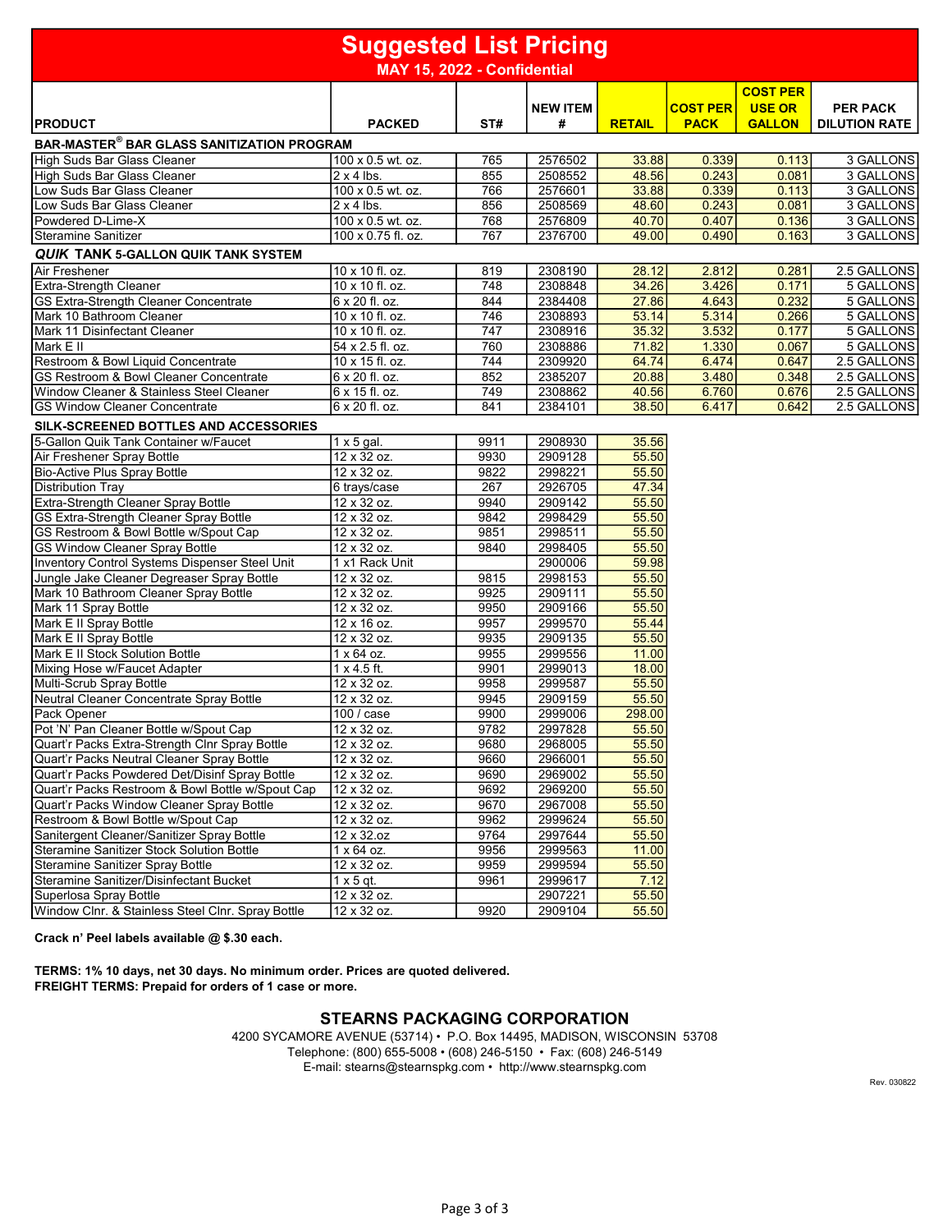# Suggested List Pricing

**MAY 15, 2022 - Confidential**

| PRODUCT | PACKED | ST# | NEW ITEM # | RETAIL | COST PER PACK | COST PER USE OR GALLON | PER PACK DILUTION RATE |
|---|---|---|---|---|---|---|---|
| **BAR-MASTER® BAR GLASS SANITIZATION PROGRAM** | | | | | | | |
| High Suds Bar Glass Cleaner | 100 x 0.5 wt. oz. | 765 | 2576502 | 33.88 | 0.339 | 0.113 | 3 GALLONS |
| High Suds Bar Glass Cleaner | 2 x 4 lbs. | 855 | 2508552 | 48.56 | 0.243 | 0.081 | 3 GALLONS |
| Low Suds Bar Glass Cleaner | 100 x 0.5 wt. oz. | 766 | 2576601 | 33.88 | 0.339 | 0.113 | 3 GALLONS |
| Low Suds Bar Glass Cleaner | 2 x 4 lbs. | 856 | 2508569 | 48.60 | 0.243 | 0.081 | 3 GALLONS |
| Powdered D-Lime-X | 100 x 0.5 wt. oz. | 768 | 2576809 | 40.70 | 0.407 | 0.136 | 3 GALLONS |
| Steramine Sanitizer | 100 x 0.75 fl. oz. | 767 | 2376700 | 49.00 | 0.490 | 0.163 | 3 GALLONS |
| ***QUIK* TANK 5-GALLON QUIK TANK SYSTEM** | | | | | | | |
| Air Freshener | 10 x 10 fl. oz. | 819 | 2308190 | 28.12 | 2.812 | 0.281 | 2.5 GALLONS |
| Extra-Strength Cleaner | 10 x 10 fl. oz. | 748 | 2308848 | 34.26 | 3.426 | 0.171 | 5 GALLONS |
| GS Extra-Strength Cleaner Concentrate | 6 x 20 fl. oz. | 844 | 2384408 | 27.86 | 4.643 | 0.232 | 5 GALLONS |
| Mark 10 Bathroom Cleaner | 10 x 10 fl. oz. | 746 | 2308893 | 53.14 | 5.314 | 0.266 | 5 GALLONS |
| Mark 11 Disinfectant Cleaner | 10 x 10 fl. oz. | 747 | 2308916 | 35.32 | 3.532 | 0.177 | 5 GALLONS |
| Mark E II | 54 x 2.5 fl. oz. | 760 | 2308886 | 71.82 | 1.330 | 0.067 | 5 GALLONS |
| Restroom & Bowl Liquid Concentrate | 10 x 15 fl. oz. | 744 | 2309920 | 64.74 | 6.474 | 0.647 | 2.5 GALLONS |
| GS Restroom & Bowl Cleaner Concentrate | 6 x 20 fl. oz. | 852 | 2385207 | 20.88 | 3.480 | 0.348 | 2.5 GALLONS |
| Window Cleaner & Stainless Steel Cleaner | 6 x 15 fl. oz. | 749 | 2308862 | 40.56 | 6.760 | 0.676 | 2.5 GALLONS |
| GS Window Cleaner Concentrate | 6 x 20 fl. oz. | 841 | 2384101 | 38.50 | 6.417 | 0.642 | 2.5 GALLONS |
| **SILK-SCREENED BOTTLES AND ACCESSORIES** | | | | | | | |
| 5-Gallon Quik Tank Container w/Faucet | 1 x 5 gal. | 9911 | 2908930 | 35.56 | | | |
| Air Freshener Spray Bottle | 12 x 32 oz. | 9930 | 2909128 | 55.50 | | | |
| Bio-Active Plus Spray Bottle | 12 x 32 oz. | 9822 | 2998221 | 55.50 | | | |
| Distribution Tray | 6 trays/case | 267 | 2926705 | 47.34 | | | |
| Extra-Strength Cleaner Spray Bottle | 12 x 32 oz. | 9940 | 2909142 | 55.50 | | | |
| GS Extra-Strength Cleaner Spray Bottle | 12 x 32 oz. | 9842 | 2998429 | 55.50 | | | |
| GS Restroom & Bowl Bottle w/Spout Cap | 12 x 32 oz. | 9851 | 2998511 | 55.50 | | | |
| GS Window Cleaner Spray Bottle | 12 x 32 oz. | 9840 | 2998405 | 55.50 | | | |
| Inventory Control Systems Dispenser Steel Unit | 1 x1 Rack Unit | | 2900006 | 59.98 | | | |
| Jungle Jake Cleaner Degreaser Spray Bottle | 12 x 32 oz. | 9815 | 2998153 | 55.50 | | | |
| Mark 10 Bathroom Cleaner Spray Bottle | 12 x 32 oz. | 9925 | 2909111 | 55.50 | | | |
| Mark 11 Spray Bottle | 12 x 32 oz. | 9950 | 2909166 | 55.50 | | | |
| Mark E II Spray Bottle | 12 x 16 oz. | 9957 | 2999570 | 55.44 | | | |
| Mark E II Spray Bottle | 12 x 32 oz. | 9935 | 2909135 | 55.50 | | | |
| Mark E II Stock Solution Bottle | 1 x 64 oz. | 9955 | 2999556 | 11.00 | | | |
| Mixing Hose w/Faucet Adapter | 1 x 4.5 ft. | 9901 | 2999013 | 18.00 | | | |
| Multi-Scrub Spray Bottle | 12 x 32 oz. | 9958 | 2999587 | 55.50 | | | |
| Neutral Cleaner Concentrate Spray Bottle | 12 x 32 oz. | 9945 | 2909159 | 55.50 | | | |
| Pack Opener | 100 / case | 9900 | 2999006 | 298.00 | | | |
| Pot 'N' Pan Cleaner Bottle w/Spout Cap | 12 x 32 oz. | 9782 | 2997828 | 55.50 | | | |
| Quart'r Packs Extra-Strength Clnr Spray Bottle | 12 x 32 oz. | 9680 | 2968005 | 55.50 | | | |
| Quart'r Packs Neutral Cleaner Spray Bottle | 12 x 32 oz. | 9660 | 2966001 | 55.50 | | | |
| Quart'r Packs Powdered Det/Disinf Spray Bottle | 12 x 32 oz. | 9690 | 2969002 | 55.50 | | | |
| Quart'r Packs Restroom & Bowl Bottle w/Spout Cap | 12 x 32 oz. | 9692 | 2969200 | 55.50 | | | |
| Quart'r Packs Window Cleaner Spray Bottle | 12 x 32 oz. | 9670 | 2967008 | 55.50 | | | |
| Restroom & Bowl Bottle w/Spout Cap | 12 x 32 oz. | 9962 | 2999624 | 55.50 | | | |
| Sanitergent Cleaner/Sanitizer Spray Bottle | 12 x 32.oz | 9764 | 2997644 | 55.50 | | | |
| Steramine Sanitizer Stock Solution Bottle | 1 x 64 oz. | 9956 | 2999563 | 11.00 | | | |
| Steramine Sanitizer Spray Bottle | 12 x 32 oz. | 9959 | 2999594 | 55.50 | | | |
| Steramine Sanitizer/Disinfectant Bucket | 1 x 5 qt. | 9961 | 2999617 | 7.12 | | | |
| Superlosa Spray Bottle | 12 x 32 oz. | | 2907221 | 55.50 | | | |
| Window Clnr. & Stainless Steel Clnr. Spray Bottle | 12 x 32 oz. | 9920 | 2909104 | 55.50 | | | |

**Crack n' Peel labels available @ $.30 each.**

**TERMS: 1% 10 days, net 30 days. No minimum order. Prices are quoted delivered.**
**FREIGHT TERMS: Prepaid for orders of 1 case or more.**

## STEARNS PACKAGING CORPORATION

4200 SYCAMORE AVENUE (53714) • P.O. Box 14495, MADISON, WISCONSIN 53708
Telephone: (800) 655-5008 • (608) 246-5150 • Fax: (608) 246-5149
E-mail: stearns@stearnspkg.com • http://www.stearnspkg.com

Rev. 030822